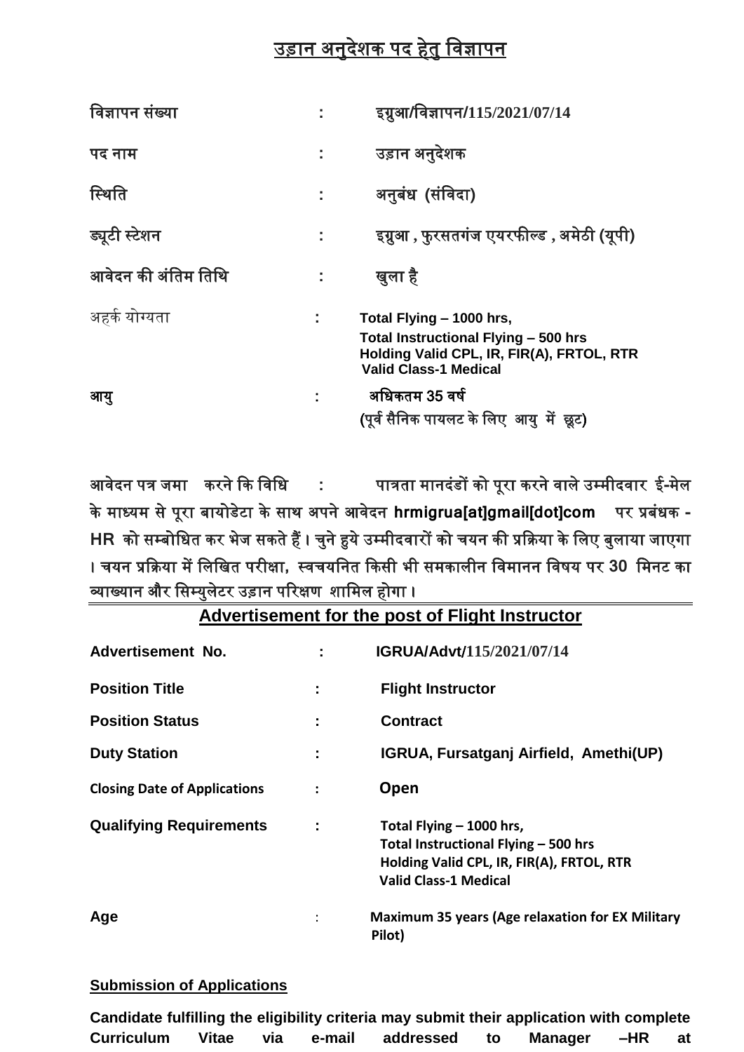# उड़ान अनुदेशक पद हेतु विज्ञापन

| | | |
|---|---|---|
| विज्ञापन संख्या | : | इग्रुआ/विज्ञापन/115/2021/07/14 |
| पद नाम | : | उड़ान अनुदेशक |
| स्थिति | : | अनुबंध (संविदा) |
| ड्यूटी स्टेशन | : | इग्रुआ , फुरसतगंज एयरफील्ड , अमेठी (यूपी) |
| आवेदन की अंतिम तिथि | : | खुला है |
| अहर्क योग्यता | : | Total Flying – 1000 hrs,<br>Total Instructional Flying – 500 hrs<br>Holding Valid CPL, IR, FIR(A), FRTOL, RTR<br>Valid Class-1 Medical |
| आयु | : | अधिकतम 35 वर्ष<br>(पूर्व सैनिक पायलट के लिए आयु में छूट) |

आवेदन पत्र जमा करने कि विधि : पात्रता मानदंडों को पूरा करने वाले उम्मीदवार ई-मेल के माध्यम से पूरा बायोडेटा के साथ अपने आवेदन **hrmigrua[at]gmail[dot]com** पर प्रबंधक - HR को सम्बोधित कर भेज सकते हैं। चुने हुये उम्मीदवारों को चयन की प्रक्रिया के लिए बुलाया जाएगा। चयन प्रक्रिया में लिखित परीक्षा, स्वचयनित किसी भी समकालीन विमानन विषय पर 30 मिनट का व्याख्यान और सिम्युलेटर उड़ान परिक्षण शामिल होगा।

## Advertisement for the post of Flight Instructor

| | | |
|---|---|---|
| **Advertisement No.** | : | **IGRUA/Advt/115/2021/07/14** |
| **Position Title** | : | **Flight Instructor** |
| **Position Status** | : | **Contract** |
| **Duty Station** | : | **IGRUA, Fursatganj Airfield, Amethi(UP)** |
| **Closing Date of Applications** | : | **Open** |
| **Qualifying Requirements** | : | **Total Flying – 1000 hrs,<br>Total Instructional Flying – 500 hrs<br>Holding Valid CPL, IR, FIR(A), FRTOL, RTR<br>Valid Class-1 Medical** |
| **Age** | : | **Maximum 35 years (Age relaxation for EX Military Pilot)** |

**Submission of Applications**

**Candidate fulfilling the eligibility criteria may submit their application with complete Curriculum Vitae via e-mail addressed to Manager –HR at**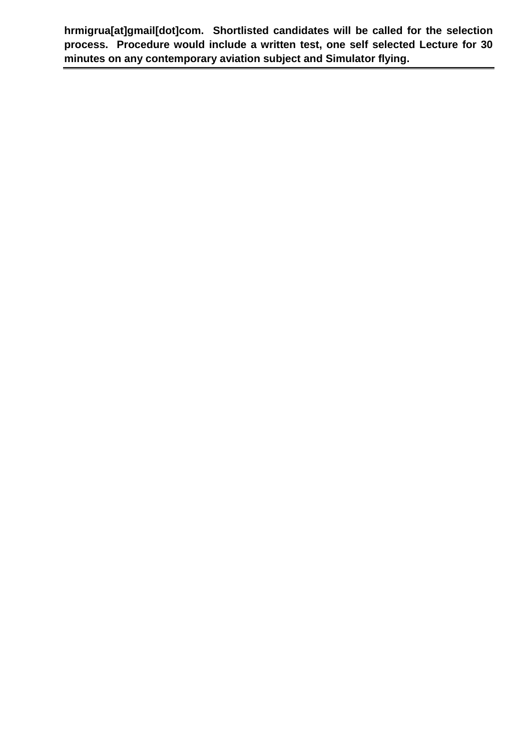**hrmigrua[at]gmail[dot]com. Shortlisted candidates will be called for the selection process. Procedure would include a written test, one self selected Lecture for 30 minutes on any contemporary aviation subject and Simulator flying.**